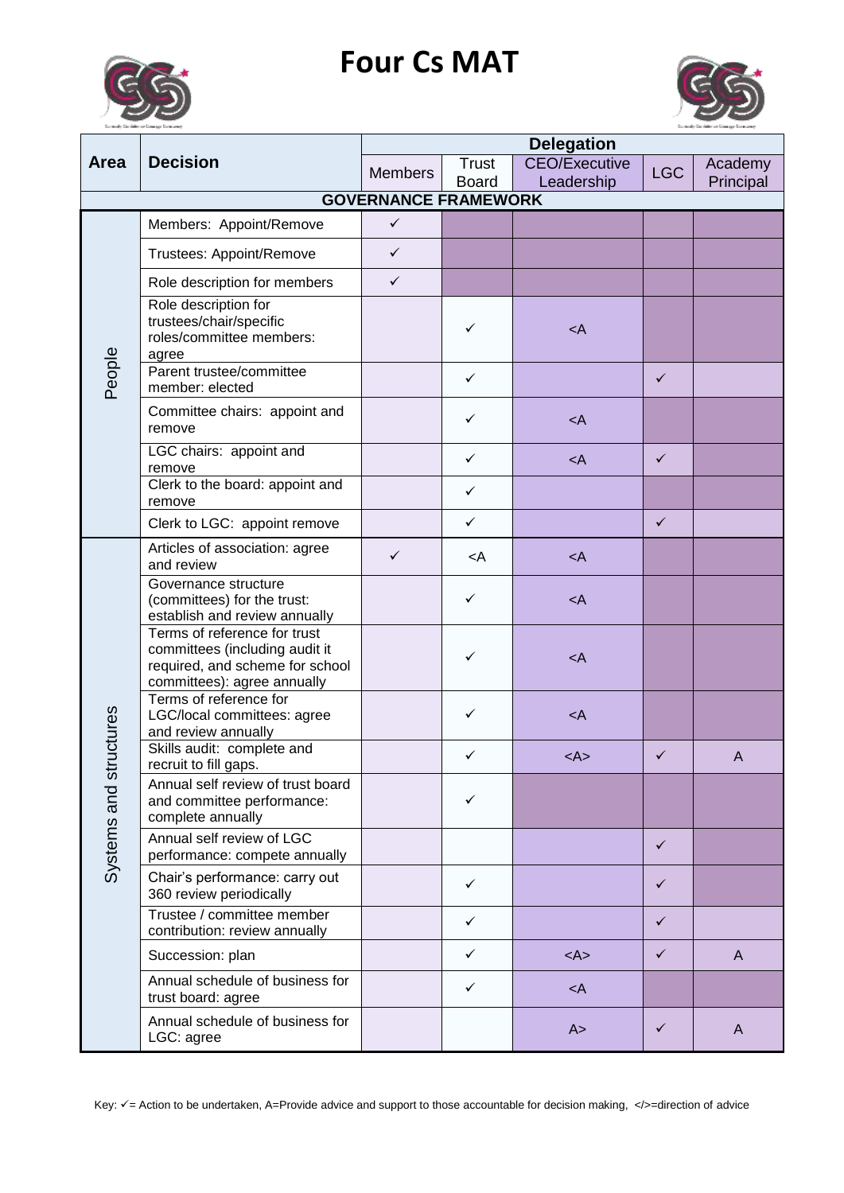# Four Cs MAT

| Area | Decision | Delegation | | | | |
|---|---|---|---|---|---|---|
| | | Members | Trust Board | CEO/Executive Leadership | LGC | Academy Principal |
| **GOVERNANCE FRAMEWORK** | | | | | | |
| People | Members: Appoint/Remove | ✓ | | | | |
| | Trustees: Appoint/Remove | ✓ | | | | |
| | Role description for members | ✓ | | | | |
| | Role description for trustees/chair/specific roles/committee members: agree | | ✓ | <A | | |
| | Parent trustee/committee member: elected | | ✓ | | ✓ | |
| | Committee chairs: appoint and remove | | ✓ | <A | | |
| | LGC chairs: appoint and remove | | ✓ | <A | ✓ | |
| | Clerk to the board: appoint and remove | | ✓ | | | |
| | Clerk to LGC: appoint remove | | ✓ | | ✓ | |
| Systems and structures | Articles of association: agree and review | ✓ | <A | <A | | |
| | Governance structure (committees) for the trust: establish and review annually | | ✓ | <A | | |
| | Terms of reference for trust committees (including audit it required, and scheme for school committees): agree annually | | ✓ | <A | | |
| | Terms of reference for LGC/local committees: agree and review annually | | ✓ | <A | | |
| | Skills audit: complete and recruit to fill gaps. | | ✓ | <A> | ✓ | A |
| | Annual self review of trust board and committee performance: complete annually | | ✓ | | | |
| | Annual self review of LGC performance: compete annually | | | | ✓ | |
| | Chair's performance: carry out 360 review periodically | | ✓ | | ✓ | |
| | Trustee / committee member contribution: review annually | | ✓ | | ✓ | |
| | Succession: plan | | ✓ | <A> | ✓ | A |
| | Annual schedule of business for trust board: agree | | ✓ | <A | | |
| | Annual schedule of business for LGC: agree | | | A> | ✓ | A |

Key: ✓= Action to be undertaken, A=Provide advice and support to those accountable for decision making, </>=direction of advice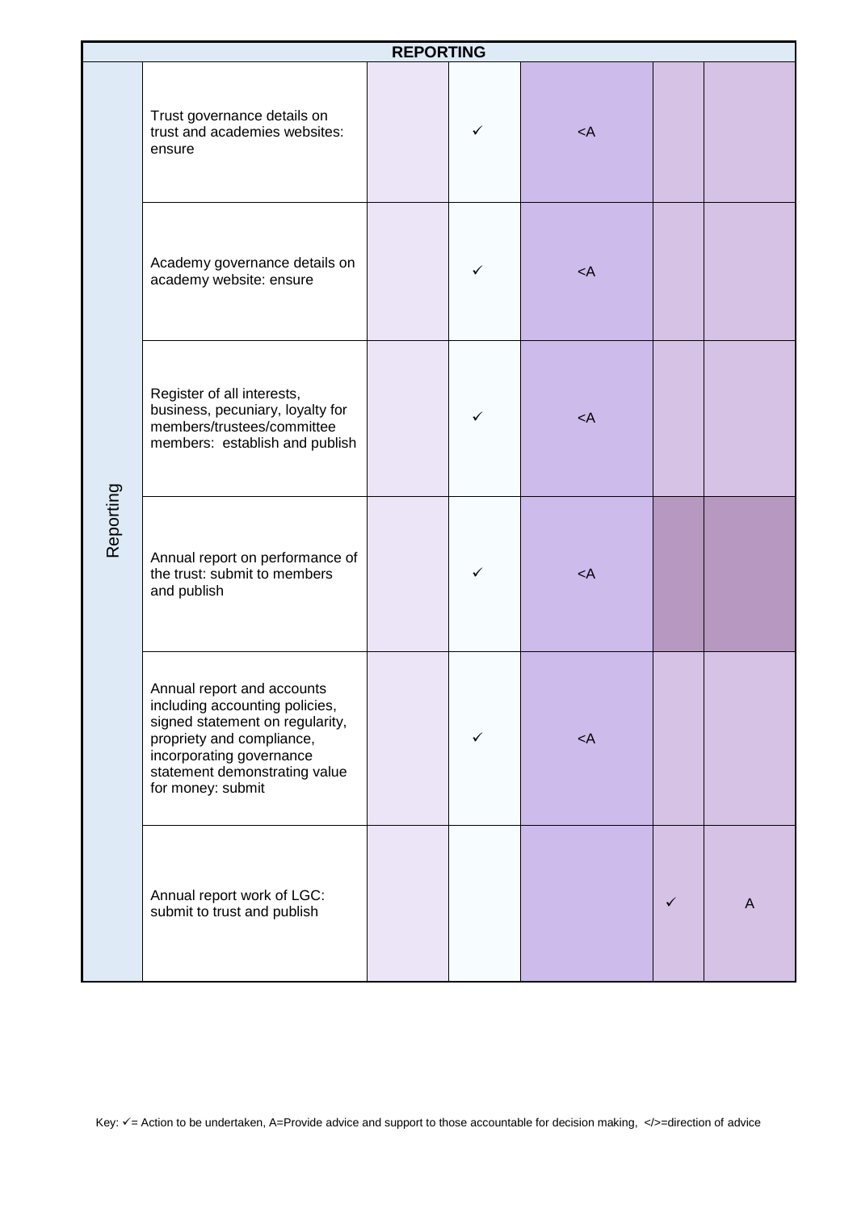| REPORTING | | | | | | |
|---|---|---|---|---|---|---|
| Reporting | Trust governance details on trust and academies websites: ensure | | ✓ | <A | | |
| | Academy governance details on academy website: ensure | | ✓ | <A | | |
| | Register of all interests, business, pecuniary, loyalty for members/trustees/committee members: establish and publish | | ✓ | <A | | |
| | Annual report on performance of the trust: submit to members and publish | | ✓ | <A | | |
| | Annual report and accounts including accounting policies, signed statement on regularity, propriety and compliance, incorporating governance statement demonstrating value for money: submit | | ✓ | <A | | |
| | Annual report work of LGC: submit to trust and publish | | | | ✓ | A |

Key: ✓= Action to be undertaken, A=Provide advice and support to those accountable for decision making, </>=direction of advice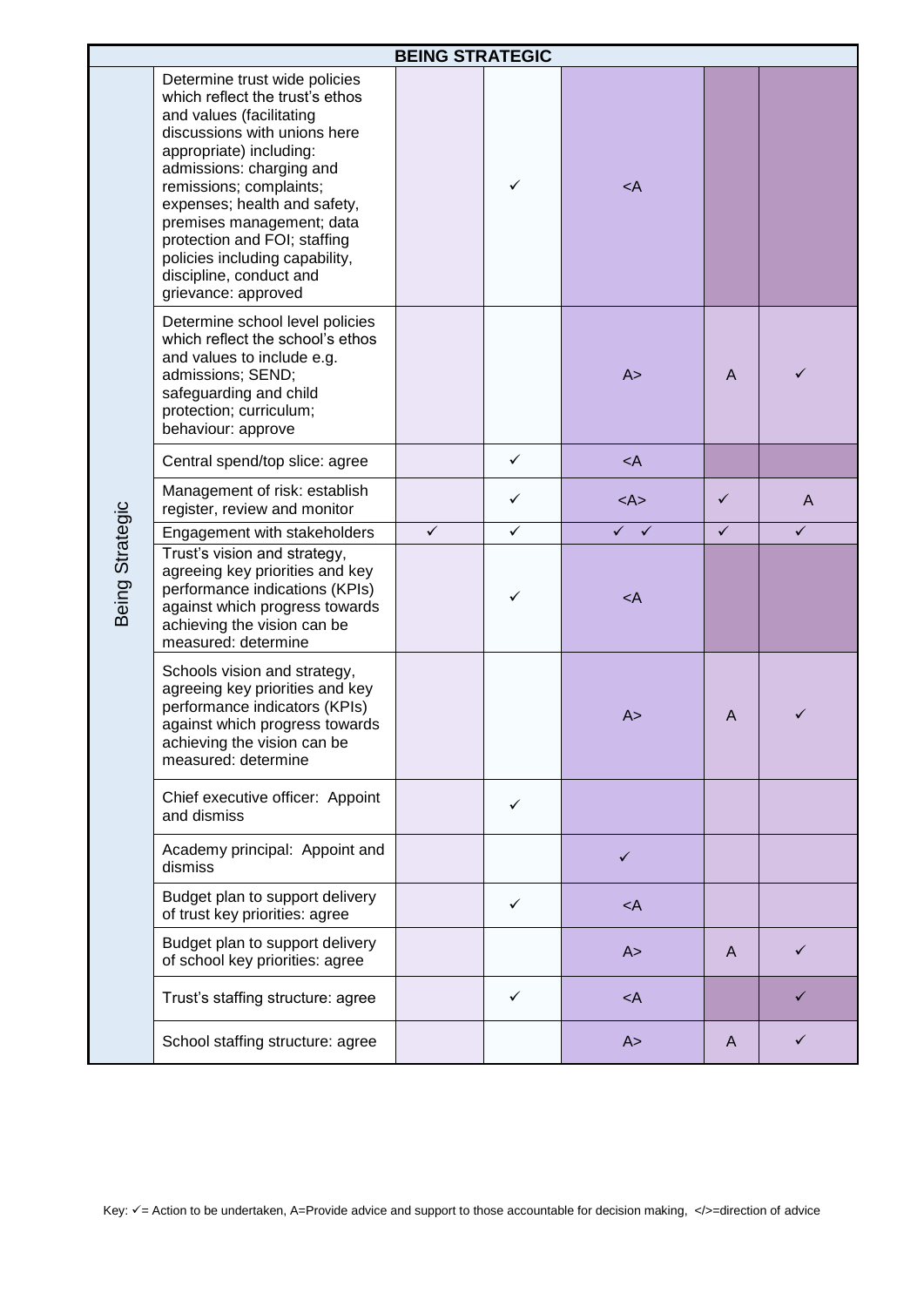| BEING STRATEGIC | | | | | | |
|---|---|---|---|---|---|---|
| Being Strategic | Determine trust wide policies which reflect the trust's ethos and values (facilitating discussions with unions here appropriate) including: admissions: charging and remissions; complaints; expenses; health and safety, premises management; data protection and FOI; staffing policies including capability, discipline, conduct and grievance: approved | | ✓ | <A | | |
| | Determine school level policies which reflect the school's ethos and values to include e.g. admissions; SEND; safeguarding and child protection; curriculum; behaviour: approve | | | A> | A | ✓ |
| | Central spend/top slice: agree | | ✓ | <A | | |
| | Management of risk: establish register, review and monitor | | ✓ | <A> | ✓ | A |
| | Engagement with stakeholders | ✓ | ✓ | ✓ ✓ | ✓ | ✓ |
| | Trust's vision and strategy, agreeing key priorities and key performance indications (KPIs) against which progress towards achieving the vision can be measured: determine | | ✓ | <A | | |
| | Schools vision and strategy, agreeing key priorities and key performance indicators (KPIs) against which progress towards achieving the vision can be measured: determine | | | A> | A | ✓ |
| | Chief executive officer: Appoint and dismiss | | ✓ | | | |
| | Academy principal: Appoint and dismiss | | | ✓ | | |
| | Budget plan to support delivery of trust key priorities: agree | | ✓ | <A | | |
| | Budget plan to support delivery of school key priorities: agree | | | A> | A | ✓ |
| | Trust's staffing structure: agree | | ✓ | <A | | ✓ |
| | School staffing structure: agree | | | A> | A | ✓ |

Key: ✓= Action to be undertaken, A=Provide advice and support to those accountable for decision making, </>=direction of advice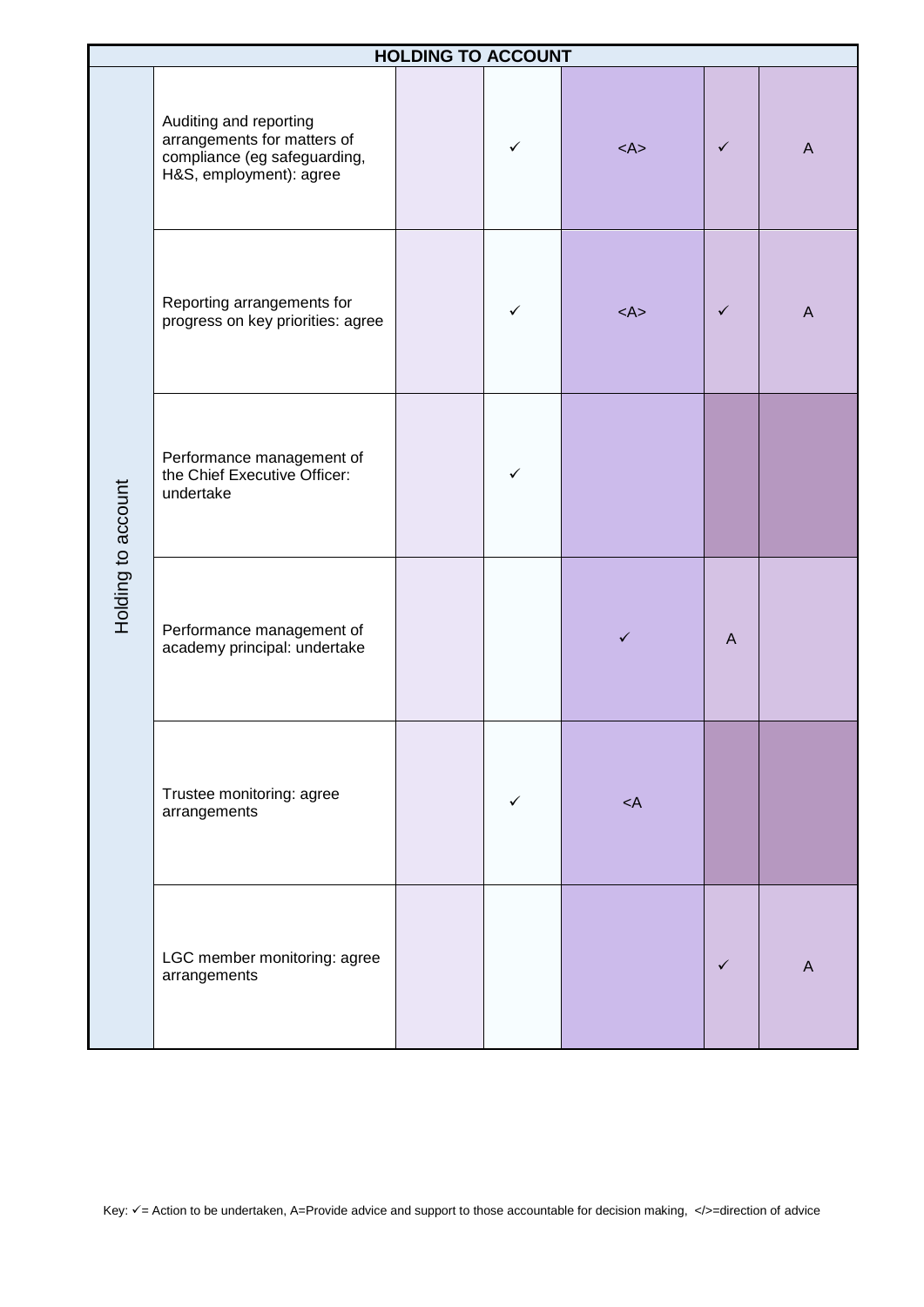| HOLDING TO ACCOUNT | | | | | | |
|---|---|---|---|---|---|---|
| Holding to account | Auditing and reporting arrangements for matters of compliance (eg safeguarding, H&S, employment): agree | | ✓ | <A> | ✓ | A |
| | Reporting arrangements for progress on key priorities: agree | | ✓ | <A> | ✓ | A |
| | Performance management of the Chief Executive Officer: undertake | | ✓ | | | |
| | Performance management of academy principal: undertake | | | ✓ | A | |
| | Trustee monitoring: agree arrangements | | ✓ | <A | | |
| | LGC member monitoring: agree arrangements | | | | ✓ | A |

Key: ✓= Action to be undertaken, A=Provide advice and support to those accountable for decision making, </>=direction of advice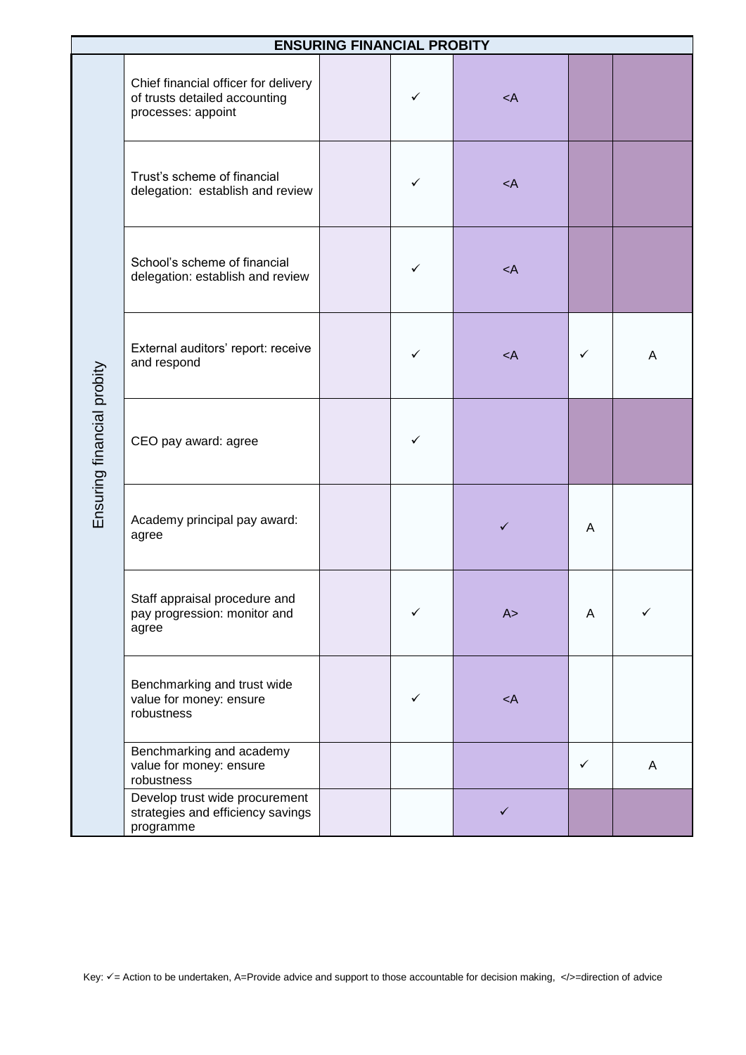| ENSURING FINANCIAL PROBITY | | | | | | |
|---|---|---|---|---|---|---|
| Ensuring financial probity | Chief financial officer for delivery of trusts detailed accounting processes: appoint | | ✓ | <A | | |
| | Trust's scheme of financial delegation: establish and review | | ✓ | <A | | |
| | School's scheme of financial delegation: establish and review | | ✓ | <A | | |
| | External auditors' report: receive and respond | | ✓ | <A | ✓ | A |
| | CEO pay award: agree | | ✓ | | | |
| | Academy principal pay award: agree | | | ✓ | A | |
| | Staff appraisal procedure and pay progression: monitor and agree | | ✓ | A> | A | ✓ |
| | Benchmarking and trust wide value for money: ensure robustness | | ✓ | <A | | |
| | Benchmarking and academy value for money: ensure robustness | | | | ✓ | A |
| | Develop trust wide procurement strategies and efficiency savings programme | | | ✓ | | |

Key: ✓= Action to be undertaken, A=Provide advice and support to those accountable for decision making, </>=direction of advice